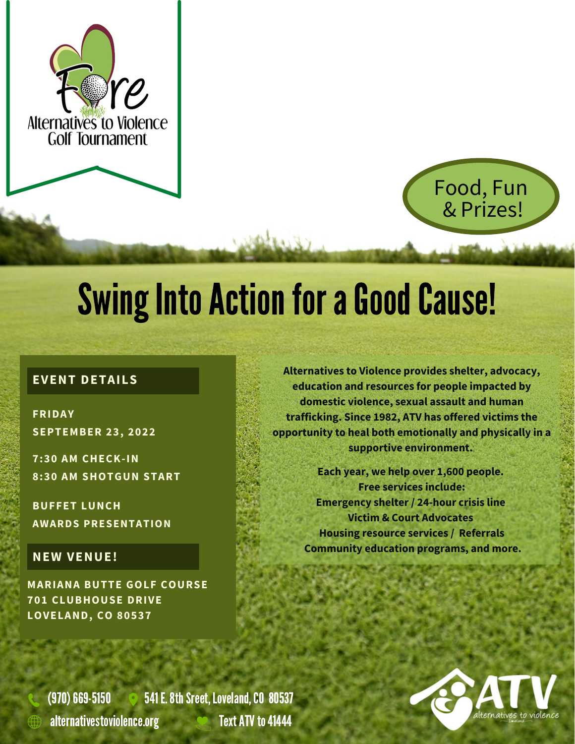Fore

Alternatives to Violence Golf Tournament

Food, Fun & Prizes!

# Swing Into Action for a Good Cause!

## EVENT DETAILS

**FRIDAY**
**SEPTEMBER 23, 2022**

**7:30 AM CHECK-IN**
**8:30 AM SHOTGUN START**

**BUFFET LUNCH**
**AWARDS PRESENTATION**

## NEW VENUE!

**MARIANA BUTTE GOLF COURSE**
**701 CLUBHOUSE DRIVE**
**LOVELAND, CO 80537**

**Alternatives to Violence provides shelter, advocacy, education and resources for people impacted by domestic violence, sexual assault and human trafficking. Since 1982, ATV has offered victims the opportunity to heal both emotionally and physically in a supportive environment.**

**Each year, we help over 1,600 people.**
**Free services include:**
**Emergency shelter / 24-hour crisis line**
**Victim & Court Advocates**
**Housing resource services / Referrals**
**Community education programs, and more.**

(970) 669-5150 541 E. 8th Sreet, Loveland, CO 80537
alternativestoviolence.org Text ATV to 41444

ATV alternatives to violence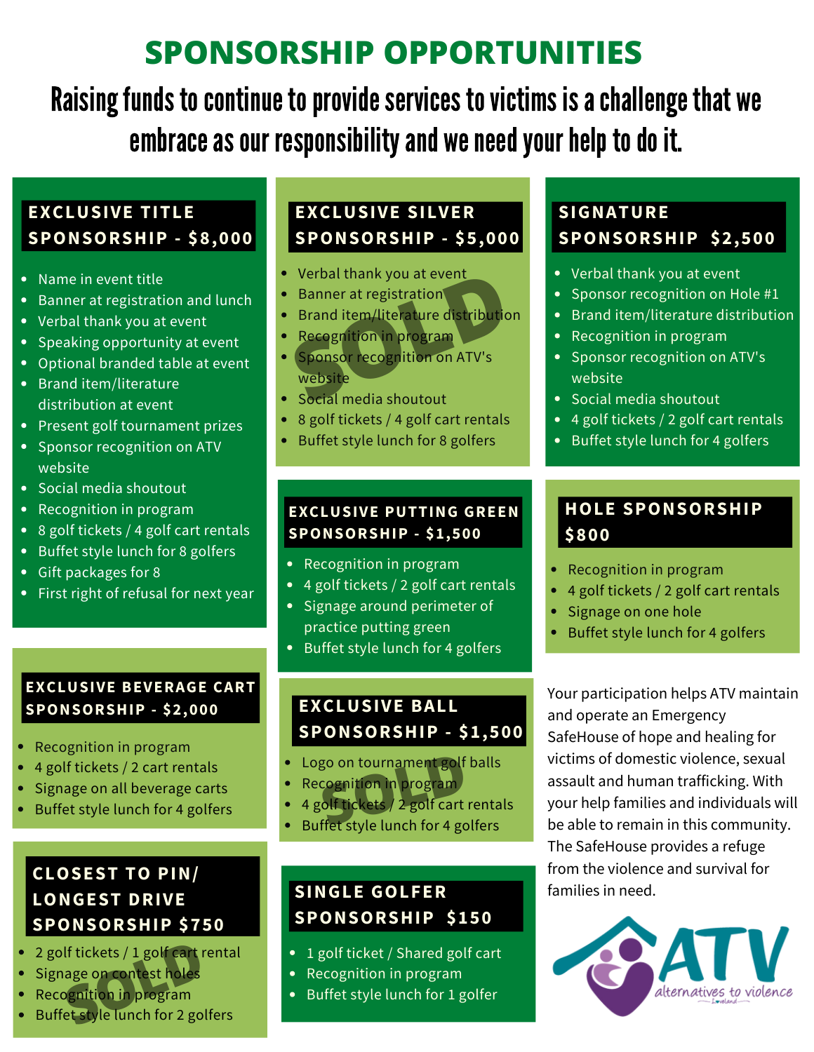# SPONSORSHIP OPPORTUNITIES

## Raising funds to continue to provide services to victims is a challenge that we embrace as our responsibility and we need your help to do it.

### EXCLUSIVE TITLE SPONSORSHIP - $8,000

- Name in event title
- Banner at registration and lunch
- Verbal thank you at event
- Speaking opportunity at event
- Optional branded table at event
- Brand item/literature distribution at event
- Present golf tournament prizes
- Sponsor recognition on ATV website
- Social media shoutout
- Recognition in program
- 8 golf tickets / 4 golf cart rentals
- Buffet style lunch for 8 golfers
- Gift packages for 8
- First right of refusal for next year

### EXCLUSIVE SILVER SPONSORSHIP - $5,000

SOLD

- Verbal thank you at event
- Banner at registration
- Brand item/literature distribution
- Recognition in program
- Sponsor recognition on ATV's website
- Social media shoutout
- 8 golf tickets / 4 golf cart rentals
- Buffet style lunch for 8 golfers

### SIGNATURE SPONSORSHIP $2,500

- Verbal thank you at event
- Sponsor recognition on Hole #1
- Brand item/literature distribution
- Recognition in program
- Sponsor recognition on ATV's website
- Social media shoutout
- 4 golf tickets / 2 golf cart rentals
- Buffet style lunch for 4 golfers

### EXCLUSIVE PUTTING GREEN SPONSORSHIP - $1,500

- Recognition in program
- 4 golf tickets / 2 golf cart rentals
- Signage around perimeter of practice putting green
- Buffet style lunch for 4 golfers

### HOLE SPONSORSHIP $800

- Recognition in program
- 4 golf tickets / 2 golf cart rentals
- Signage on one hole
- Buffet style lunch for 4 golfers

### EXCLUSIVE BEVERAGE CART SPONSORSHIP - $2,000

- Recognition in program
- 4 golf tickets / 2 cart rentals
- Signage on all beverage carts
- Buffet style lunch for 4 golfers

### EXCLUSIVE BALL SPONSORSHIP - $1,500

SOLD

- Logo on tournament golf balls
- Recognition in program
- 4 golf tickets / 2 golf cart rentals
- Buffet style lunch for 4 golfers

### CLOSEST TO PIN/ LONGEST DRIVE SPONSORSHIP $750

SOLD

- 2 golf tickets / 1 golf cart rental
- Signage on contest holes
- Recognition in program
- Buffet style lunch for 2 golfers

### SINGLE GOLFER SPONSORSHIP $150

- 1 golf ticket / Shared golf cart
- Recognition in program
- Buffet style lunch for 1 golfer

Your participation helps ATV maintain and operate an Emergency SafeHouse of hope and healing for victims of domestic violence, sexual assault and human trafficking. With your help families and individuals will be able to remain in this community. The SafeHouse provides a refuge from the violence and survival for families in need.

ATV alternatives to violence
Loveland